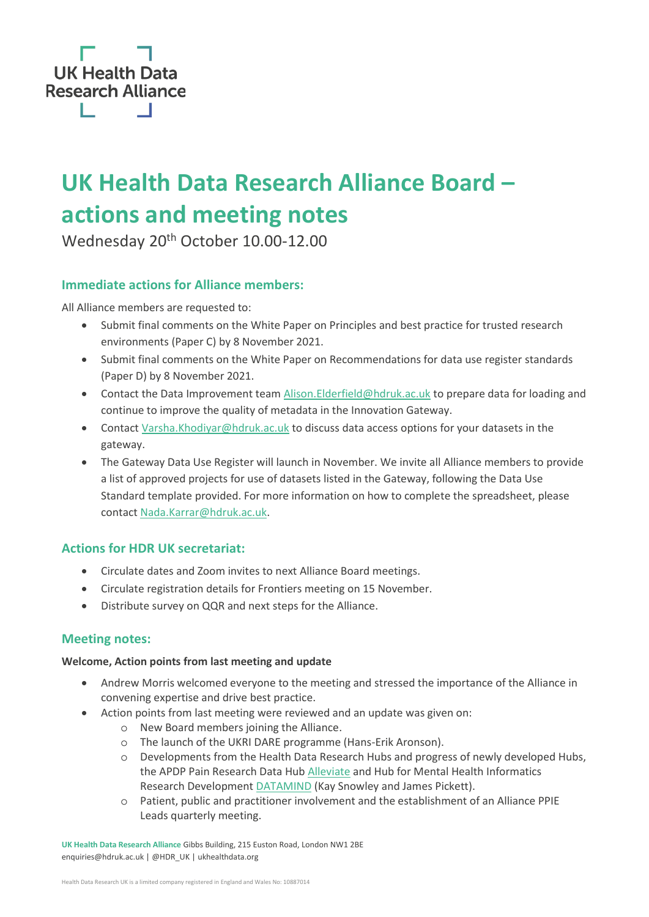UK Health Data Research Alliance

# UK Health Data Research Alliance Board – actions and meeting notes

Wednesday 20th October 10.00-12.00

## Immediate actions for Alliance members:

All Alliance members are requested to:

- Submit final comments on the White Paper on Principles and best practice for trusted research environments (Paper C) by 8 November 2021.
- Submit final comments on the White Paper on Recommendations for data use register standards (Paper D) by 8 November 2021.
- Contact the Data Improvement team Alison.Elderfield@hdruk.ac.uk to prepare data for loading and continue to improve the quality of metadata in the Innovation Gateway.
- Contact Varsha.Khodiyar@hdruk.ac.uk to discuss data access options for your datasets in the gateway.
- The Gateway Data Use Register will launch in November. We invite all Alliance members to provide a list of approved projects for use of datasets listed in the Gateway, following the Data Use Standard template provided. For more information on how to complete the spreadsheet, please contact Nada.Karrar@hdruk.ac.uk.

## Actions for HDR UK secretariat:

- Circulate dates and Zoom invites to next Alliance Board meetings.
- Circulate registration details for Frontiers meeting on 15 November.
- Distribute survey on QQR and next steps for the Alliance.

## Meeting notes:

**Welcome, Action points from last meeting and update**

- Andrew Morris welcomed everyone to the meeting and stressed the importance of the Alliance in convening expertise and drive best practice.
- Action points from last meeting were reviewed and an update was given on:
  - New Board members joining the Alliance.
  - The launch of the UKRI DARE programme (Hans-Erik Aronson).
  - Developments from the Health Data Research Hubs and progress of newly developed Hubs, the APDP Pain Research Data Hub Alleviate and Hub for Mental Health Informatics Research Development DATAMIND (Kay Snowley and James Pickett).
  - Patient, public and practitioner involvement and the establishment of an Alliance PPIE Leads quarterly meeting.

**UK Health Data Research Alliance** Gibbs Building, 215 Euston Road, London NW1 2BE
enquiries@hdruk.ac.uk | @HDR_UK | ukhealthdata.org

Health Data Research UK is a limited company registered in England and Wales No: 10887014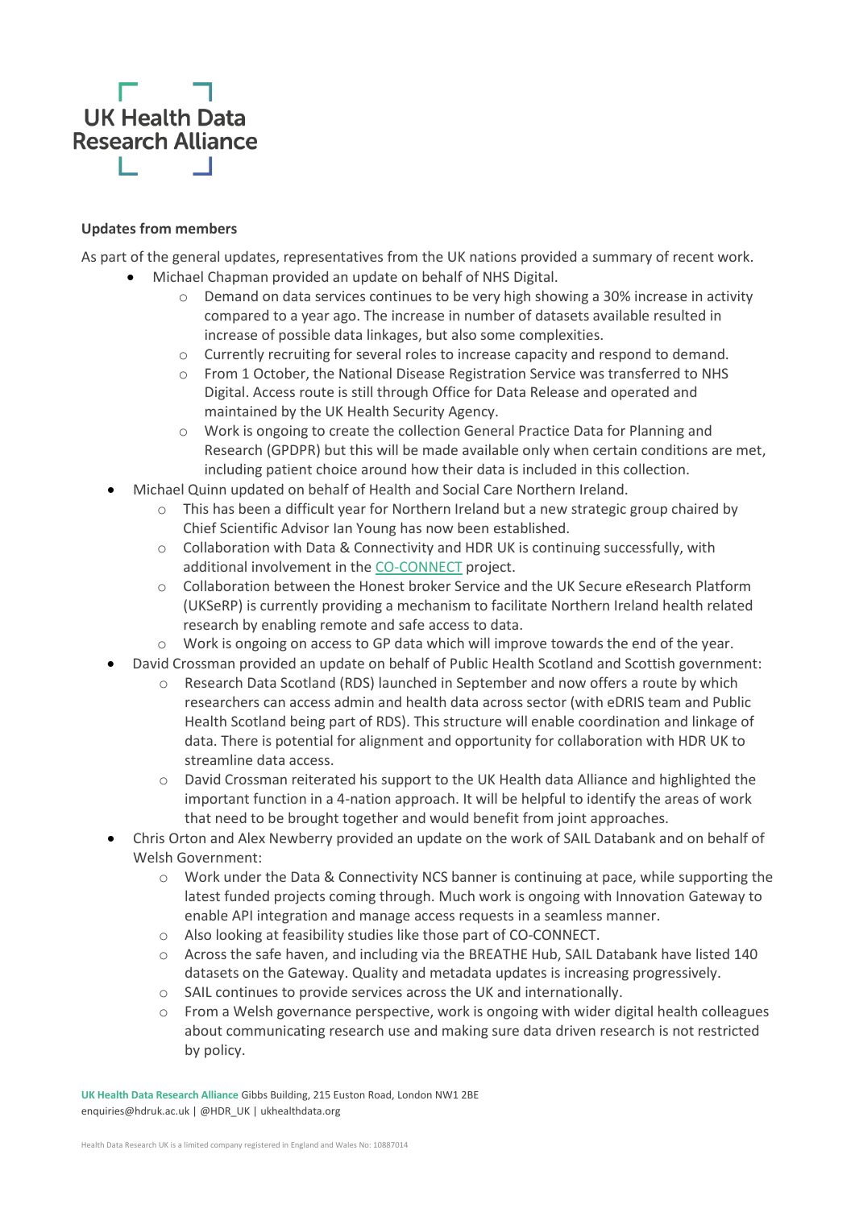**Updates from members**

As part of the general updates, representatives from the UK nations provided a summary of recent work.

- Michael Chapman provided an update on behalf of NHS Digital.
  - Demand on data services continues to be very high showing a 30% increase in activity compared to a year ago. The increase in number of datasets available resulted in increase of possible data linkages, but also some complexities.
  - Currently recruiting for several roles to increase capacity and respond to demand.
  - From 1 October, the National Disease Registration Service was transferred to NHS Digital. Access route is still through Office for Data Release and operated and maintained by the UK Health Security Agency.
  - Work is ongoing to create the collection General Practice Data for Planning and Research (GPDPR) but this will be made available only when certain conditions are met, including patient choice around how their data is included in this collection.
- Michael Quinn updated on behalf of Health and Social Care Northern Ireland.
  - This has been a difficult year for Northern Ireland but a new strategic group chaired by Chief Scientific Advisor Ian Young has now been established.
  - Collaboration with Data & Connectivity and HDR UK is continuing successfully, with additional involvement in the CO-CONNECT project.
  - Collaboration between the Honest broker Service and the UK Secure eResearch Platform (UKSeRP) is currently providing a mechanism to facilitate Northern Ireland health related research by enabling remote and safe access to data.
  - Work is ongoing on access to GP data which will improve towards the end of the year.
- David Crossman provided an update on behalf of Public Health Scotland and Scottish government:
  - Research Data Scotland (RDS) launched in September and now offers a route by which researchers can access admin and health data across sector (with eDRIS team and Public Health Scotland being part of RDS). This structure will enable coordination and linkage of data. There is potential for alignment and opportunity for collaboration with HDR UK to streamline data access.
  - David Crossman reiterated his support to the UK Health data Alliance and highlighted the important function in a 4-nation approach. It will be helpful to identify the areas of work that need to be brought together and would benefit from joint approaches.
- Chris Orton and Alex Newberry provided an update on the work of SAIL Databank and on behalf of Welsh Government:
  - Work under the Data & Connectivity NCS banner is continuing at pace, while supporting the latest funded projects coming through. Much work is ongoing with Innovation Gateway to enable API integration and manage access requests in a seamless manner.
  - Also looking at feasibility studies like those part of CO-CONNECT.
  - Across the safe haven, and including via the BREATHE Hub, SAIL Databank have listed 140 datasets on the Gateway. Quality and metadata updates is increasing progressively.
  - SAIL continues to provide services across the UK and internationally.
  - From a Welsh governance perspective, work is ongoing with wider digital health colleagues about communicating research use and making sure data driven research is not restricted by policy.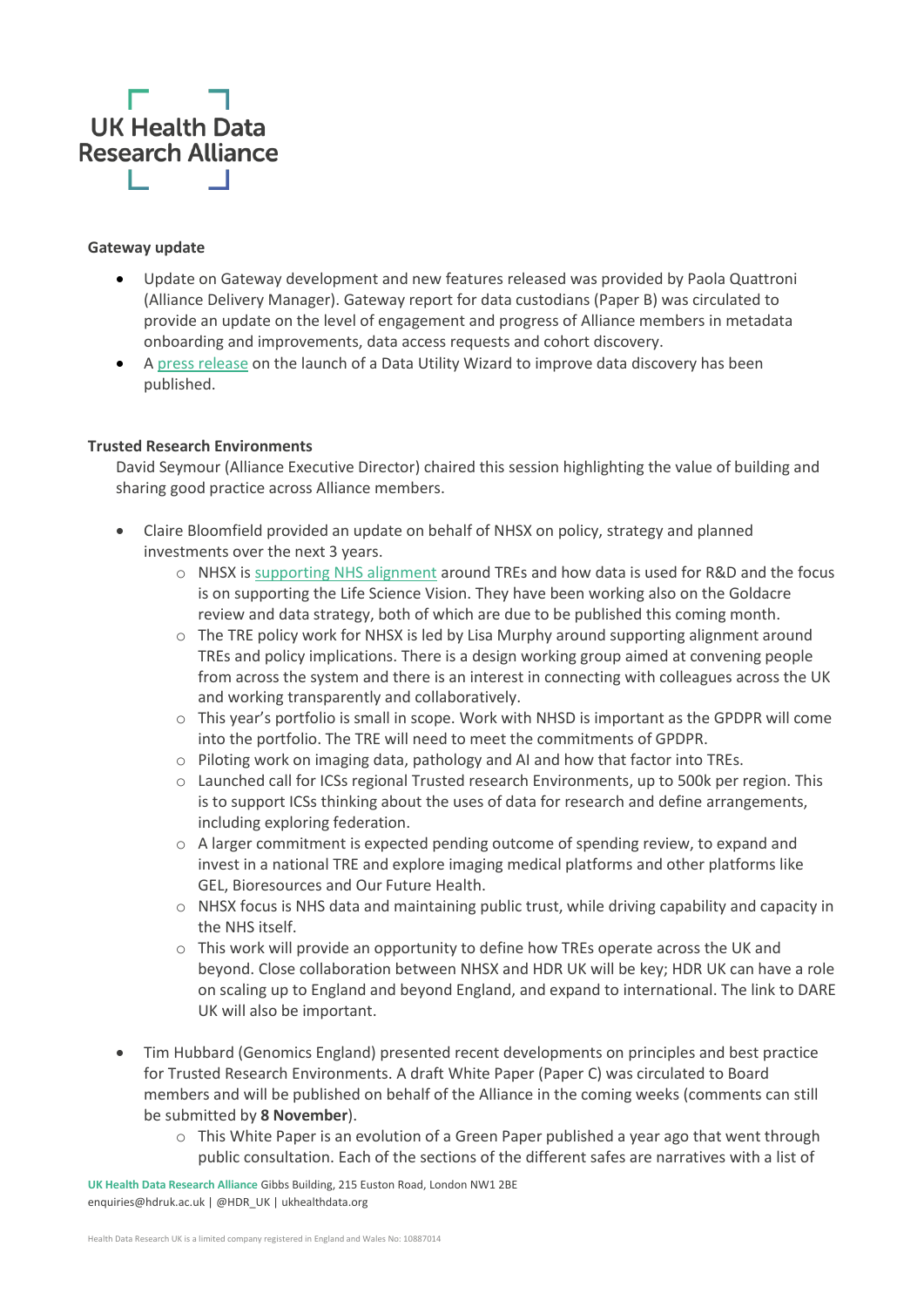**Gateway update**

- Update on Gateway development and new features released was provided by Paola Quattroni (Alliance Delivery Manager). Gateway report for data custodians (Paper B) was circulated to provide an update on the level of engagement and progress of Alliance members in metadata onboarding and improvements, data access requests and cohort discovery.
- A press release on the launch of a Data Utility Wizard to improve data discovery has been published.

**Trusted Research Environments**

David Seymour (Alliance Executive Director) chaired this session highlighting the value of building and sharing good practice across Alliance members.

- Claire Bloomfield provided an update on behalf of NHSX on policy, strategy and planned investments over the next 3 years.
    - NHSX is supporting NHS alignment around TREs and how data is used for R&D and the focus is on supporting the Life Science Vision. They have been working also on the Goldacre review and data strategy, both of which are due to be published this coming month.
    - The TRE policy work for NHSX is led by Lisa Murphy around supporting alignment around TREs and policy implications. There is a design working group aimed at convening people from across the system and there is an interest in connecting with colleagues across the UK and working transparently and collaboratively.
    - This year's portfolio is small in scope. Work with NHSD is important as the GPDPR will come into the portfolio. The TRE will need to meet the commitments of GPDPR.
    - Piloting work on imaging data, pathology and AI and how that factor into TREs.
    - Launched call for ICSs regional Trusted research Environments, up to 500k per region. This is to support ICSs thinking about the uses of data for research and define arrangements, including exploring federation.
    - A larger commitment is expected pending outcome of spending review, to expand and invest in a national TRE and explore imaging medical platforms and other platforms like GEL, Bioresources and Our Future Health.
    - NHSX focus is NHS data and maintaining public trust, while driving capability and capacity in the NHS itself.
    - This work will provide an opportunity to define how TREs operate across the UK and beyond. Close collaboration between NHSX and HDR UK will be key; HDR UK can have a role on scaling up to England and beyond England, and expand to international. The link to DARE UK will also be important.

- Tim Hubbard (Genomics England) presented recent developments on principles and best practice for Trusted Research Environments. A draft White Paper (Paper C) was circulated to Board members and will be published on behalf of the Alliance in the coming weeks (comments can still be submitted by **8 November**).
    - This White Paper is an evolution of a Green Paper published a year ago that went through public consultation. Each of the sections of the different safes are narratives with a list of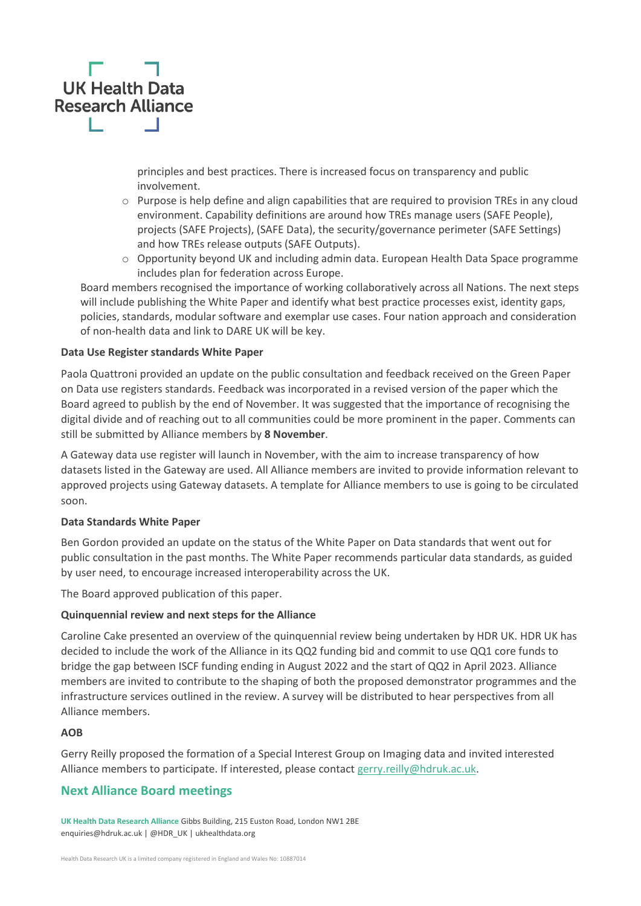principles and best practices. There is increased focus on transparency and public involvement.

- Purpose is help define and align capabilities that are required to provision TREs in any cloud environment. Capability definitions are around how TREs manage users (SAFE People), projects (SAFE Projects), (SAFE Data), the security/governance perimeter (SAFE Settings) and how TREs release outputs (SAFE Outputs).
- Opportunity beyond UK and including admin data. European Health Data Space programme includes plan for federation across Europe.

Board members recognised the importance of working collaboratively across all Nations. The next steps will include publishing the White Paper and identify what best practice processes exist, identity gaps, policies, standards, modular software and exemplar use cases. Four nation approach and consideration of non-health data and link to DARE UK will be key.

**Data Use Register standards White Paper**

Paola Quattroni provided an update on the public consultation and feedback received on the Green Paper on Data use registers standards. Feedback was incorporated in a revised version of the paper which the Board agreed to publish by the end of November. It was suggested that the importance of recognising the digital divide and of reaching out to all communities could be more prominent in the paper. Comments can still be submitted by Alliance members by **8 November**.

A Gateway data use register will launch in November, with the aim to increase transparency of how datasets listed in the Gateway are used. All Alliance members are invited to provide information relevant to approved projects using Gateway datasets. A template for Alliance members to use is going to be circulated soon.

**Data Standards White Paper**

Ben Gordon provided an update on the status of the White Paper on Data standards that went out for public consultation in the past months. The White Paper recommends particular data standards, as guided by user need, to encourage increased interoperability across the UK.

The Board approved publication of this paper.

**Quinquennial review and next steps for the Alliance**

Caroline Cake presented an overview of the quinquennial review being undertaken by HDR UK. HDR UK has decided to include the work of the Alliance in its QQ2 funding bid and commit to use QQ1 core funds to bridge the gap between ISCF funding ending in August 2022 and the start of QQ2 in April 2023. Alliance members are invited to contribute to the shaping of both the proposed demonstrator programmes and the infrastructure services outlined in the review. A survey will be distributed to hear perspectives from all Alliance members.

**AOB**

Gerry Reilly proposed the formation of a Special Interest Group on Imaging data and invited interested Alliance members to participate. If interested, please contact gerry.reilly@hdruk.ac.uk.

## Next Alliance Board meetings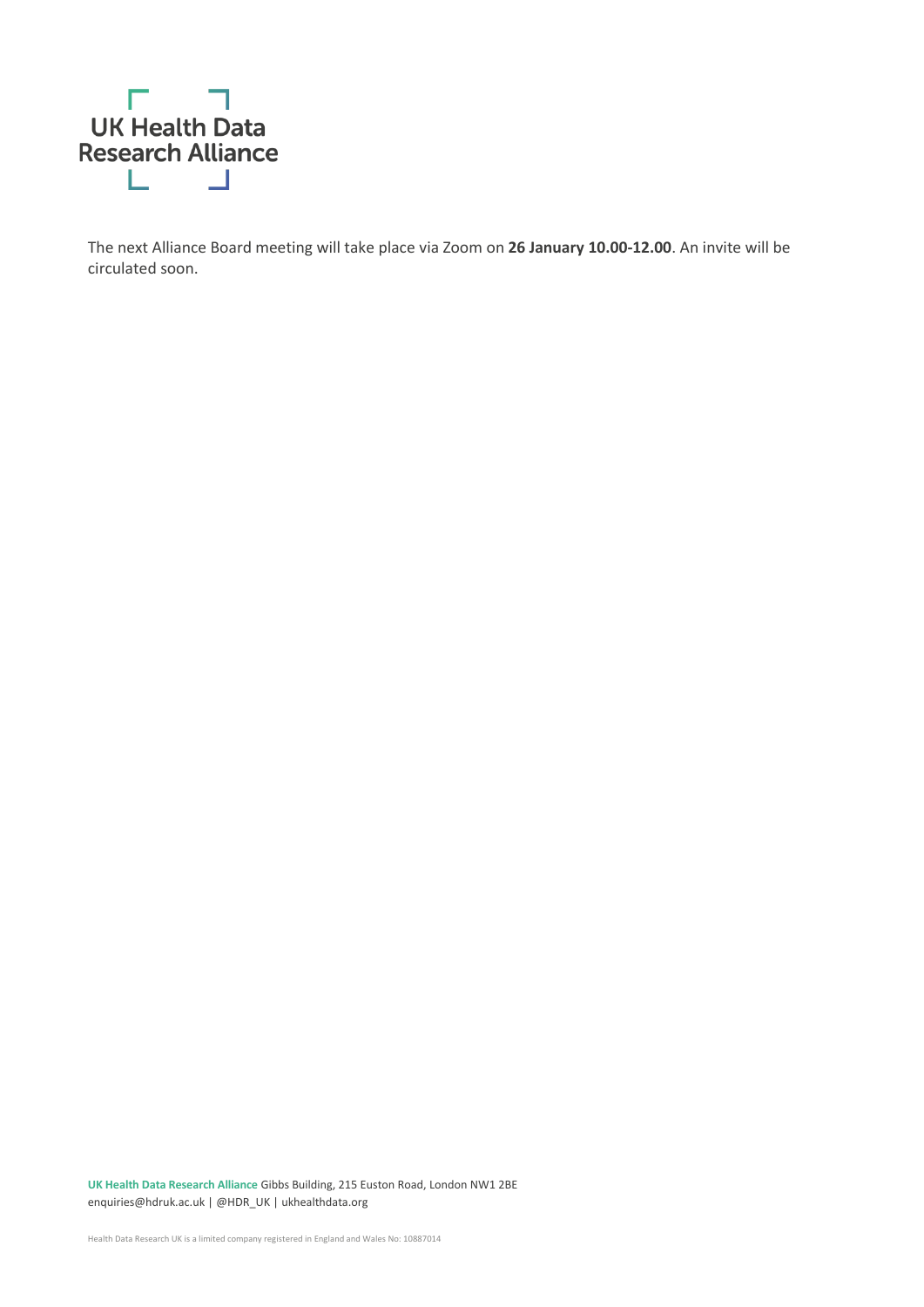The next Alliance Board meeting will take place via Zoom on **26 January 10.00-12.00**. An invite will be circulated soon.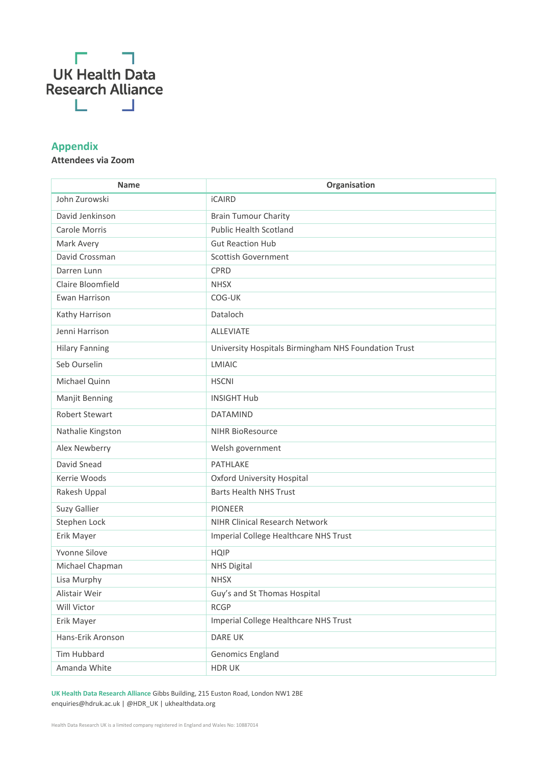## Appendix

**Attendees via Zoom**

| Name | Organisation |
|---|---|
| John Zurowski | iCAIRD |
| David Jenkinson | Brain Tumour Charity |
| Carole Morris | Public Health Scotland |
| Mark Avery | Gut Reaction Hub |
| David Crossman | Scottish Government |
| Darren Lunn | CPRD |
| Claire Bloomfield | NHSX |
| Ewan Harrison | COG-UK |
| Kathy Harrison | Dataloch |
| Jenni Harrison | ALLEVIATE |
| Hilary Fanning | University Hospitals Birmingham NHS Foundation Trust |
| Seb Ourselin | LMIAIC |
| Michael Quinn | HSCNI |
| Manjit Benning | INSIGHT Hub |
| Robert Stewart | DATAMIND |
| Nathalie Kingston | NIHR BioResource |
| Alex Newberry | Welsh government |
| David Snead | PATHLAKE |
| Kerrie Woods | Oxford University Hospital |
| Rakesh Uppal | Barts Health NHS Trust |
| Suzy Gallier | PIONEER |
| Stephen Lock | NIHR Clinical Research Network |
| Erik Mayer | Imperial College Healthcare NHS Trust |
| Yvonne Silove | HQIP |
| Michael Chapman | NHS Digital |
| Lisa Murphy | NHSX |
| Alistair Weir | Guy's and St Thomas Hospital |
| Will Victor | RCGP |
| Erik Mayer | Imperial College Healthcare NHS Trust |
| Hans-Erik Aronson | DARE UK |
| Tim Hubbard | Genomics England |
| Amanda White | HDR UK |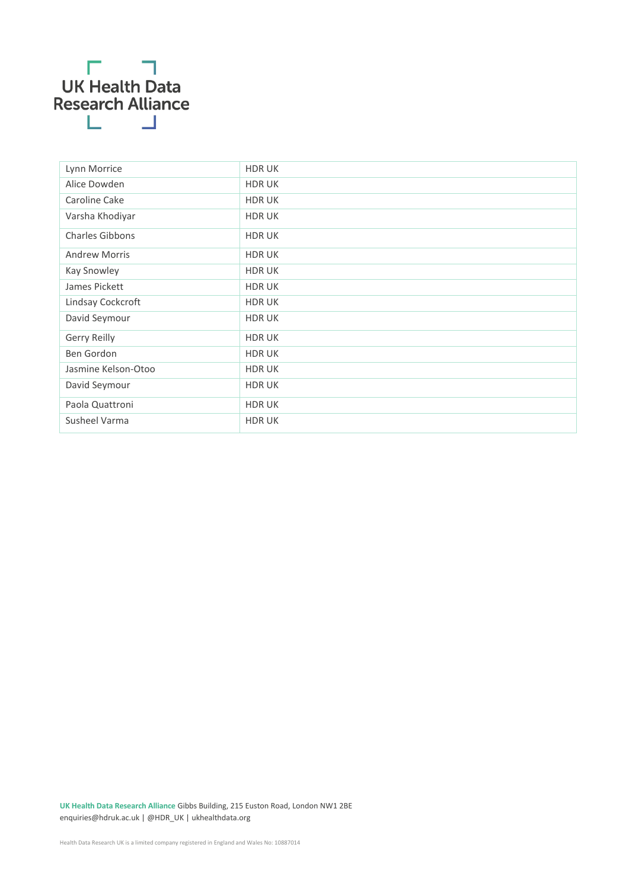UK Health Data Research Alliance

| | |
|---|---|
| Lynn Morrice | HDR UK |
| Alice Dowden | HDR UK |
| Caroline Cake | HDR UK |
| Varsha Khodiyar | HDR UK |
| Charles Gibbons | HDR UK |
| Andrew Morris | HDR UK |
| Kay Snowley | HDR UK |
| James Pickett | HDR UK |
| Lindsay Cockcroft | HDR UK |
| David Seymour | HDR UK |
| Gerry Reilly | HDR UK |
| Ben Gordon | HDR UK |
| Jasmine Kelson-Otoo | HDR UK |
| David Seymour | HDR UK |
| Paola Quattroni | HDR UK |
| Susheel Varma | HDR UK |

**UK Health Data Research Alliance** Gibbs Building, 215 Euston Road, London NW1 2BE
enquiries@hdruk.ac.uk | @HDR_UK | ukhealthdata.org

Health Data Research UK is a limited company registered in England and Wales No: 10887014